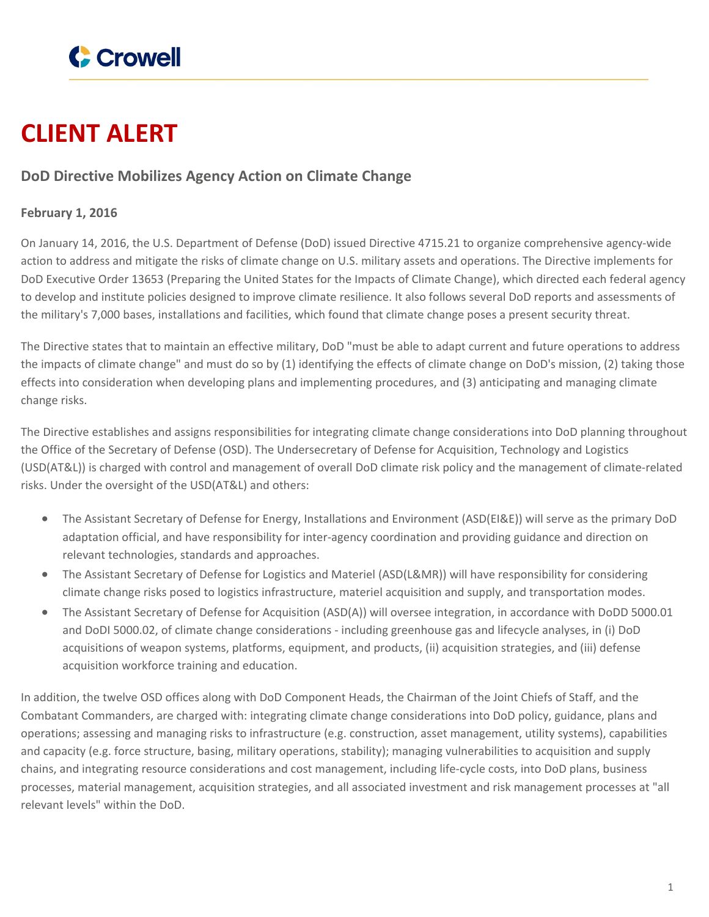Crowell

# CLIENT ALERT

## DoD Directive Mobilizes Agency Action on Climate Change

**February 1, 2016**

On January 14, 2016, the U.S. Department of Defense (DoD) issued Directive 4715.21 to organize comprehensive agency-wide action to address and mitigate the risks of climate change on U.S. military assets and operations. The Directive implements for DoD Executive Order 13653 (Preparing the United States for the Impacts of Climate Change), which directed each federal agency to develop and institute policies designed to improve climate resilience. It also follows several DoD reports and assessments of the military's 7,000 bases, installations and facilities, which found that climate change poses a present security threat.

The Directive states that to maintain an effective military, DoD "must be able to adapt current and future operations to address the impacts of climate change" and must do so by (1) identifying the effects of climate change on DoD's mission, (2) taking those effects into consideration when developing plans and implementing procedures, and (3) anticipating and managing climate change risks.

The Directive establishes and assigns responsibilities for integrating climate change considerations into DoD planning throughout the Office of the Secretary of Defense (OSD). The Undersecretary of Defense for Acquisition, Technology and Logistics (USD(AT&L)) is charged with control and management of overall DoD climate risk policy and the management of climate-related risks. Under the oversight of the USD(AT&L) and others:

- The Assistant Secretary of Defense for Energy, Installations and Environment (ASD(EI&E)) will serve as the primary DoD adaptation official, and have responsibility for inter-agency coordination and providing guidance and direction on relevant technologies, standards and approaches.
- The Assistant Secretary of Defense for Logistics and Materiel (ASD(L&MR)) will have responsibility for considering climate change risks posed to logistics infrastructure, materiel acquisition and supply, and transportation modes.
- The Assistant Secretary of Defense for Acquisition (ASD(A)) will oversee integration, in accordance with DoDD 5000.01 and DoDI 5000.02, of climate change considerations - including greenhouse gas and lifecycle analyses, in (i) DoD acquisitions of weapon systems, platforms, equipment, and products, (ii) acquisition strategies, and (iii) defense acquisition workforce training and education.

In addition, the twelve OSD offices along with DoD Component Heads, the Chairman of the Joint Chiefs of Staff, and the Combatant Commanders, are charged with: integrating climate change considerations into DoD policy, guidance, plans and operations; assessing and managing risks to infrastructure (e.g. construction, asset management, utility systems), capabilities and capacity (e.g. force structure, basing, military operations, stability); managing vulnerabilities to acquisition and supply chains, and integrating resource considerations and cost management, including life-cycle costs, into DoD plans, business processes, material management, acquisition strategies, and all associated investment and risk management processes at "all relevant levels" within the DoD.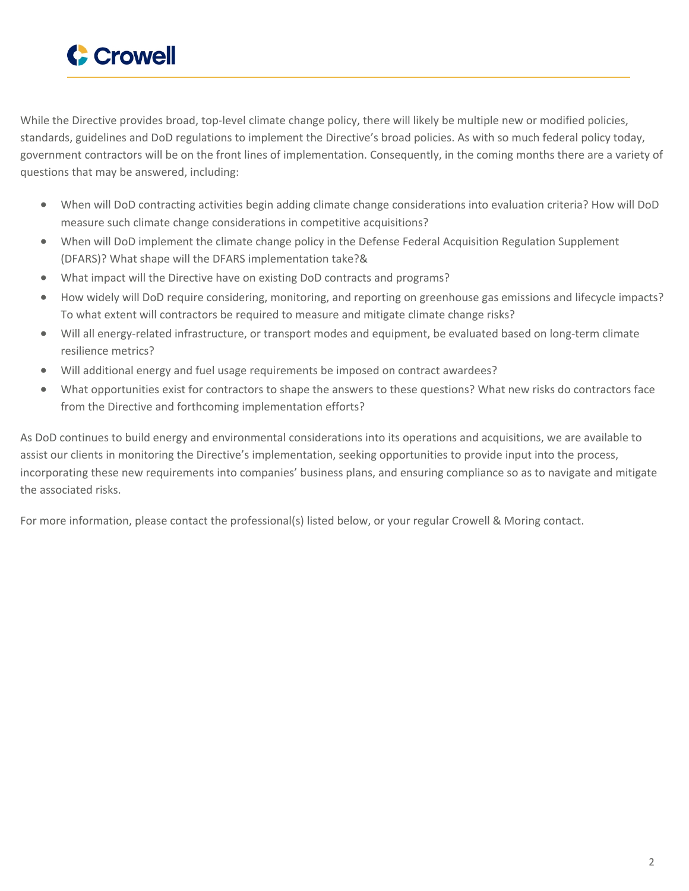While the Directive provides broad, top-level climate change policy, there will likely be multiple new or modified policies, standards, guidelines and DoD regulations to implement the Directive's broad policies. As with so much federal policy today, government contractors will be on the front lines of implementation. Consequently, in the coming months there are a variety of questions that may be answered, including:

- When will DoD contracting activities begin adding climate change considerations into evaluation criteria? How will DoD measure such climate change considerations in competitive acquisitions?
- When will DoD implement the climate change policy in the Defense Federal Acquisition Regulation Supplement (DFARS)? What shape will the DFARS implementation take?&
- What impact will the Directive have on existing DoD contracts and programs?
- How widely will DoD require considering, monitoring, and reporting on greenhouse gas emissions and lifecycle impacts? To what extent will contractors be required to measure and mitigate climate change risks?
- Will all energy-related infrastructure, or transport modes and equipment, be evaluated based on long-term climate resilience metrics?
- Will additional energy and fuel usage requirements be imposed on contract awardees?
- What opportunities exist for contractors to shape the answers to these questions? What new risks do contractors face from the Directive and forthcoming implementation efforts?

As DoD continues to build energy and environmental considerations into its operations and acquisitions, we are available to assist our clients in monitoring the Directive's implementation, seeking opportunities to provide input into the process, incorporating these new requirements into companies' business plans, and ensuring compliance so as to navigate and mitigate the associated risks.

For more information, please contact the professional(s) listed below, or your regular Crowell & Moring contact.